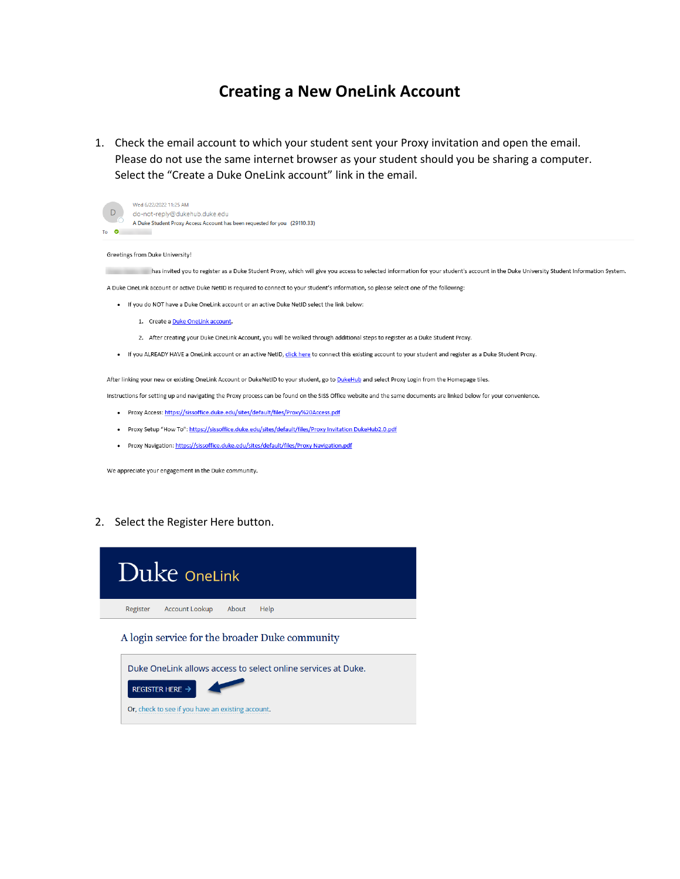# Creating a New OneLink Account

1. Check the email account to which your student sent your Proxy invitation and open the email. Please do not use the same internet browser as your student should you be sharing a computer. Select the "Create a Duke OneLink account" link in the email.

Wed 6/22/2022 11:25 AM
do-not-reply@dukehub.duke.edu
A Duke Student Proxy Access Account has been requested for you (29110.33)
To

Greetings from Duke University!

has invited you to register as a Duke Student Proxy, which will give you access to selected information for your student's account in the Duke University Student Information System.

A Duke OneLink account or active Duke NetID is required to connect to your student's information, so please select one of the following:

- If you do NOT have a Duke OneLink account or an active Duke NetID select the link below:
  1. Create a Duke OneLink account.
  2. After creating your Duke OneLink Account, you will be walked through additional steps to register as a Duke Student Proxy.
- If you ALREADY HAVE a OneLink account or an active NetID, click here to connect this existing account to your student and register as a Duke Student Proxy.

After linking your new or existing OneLink Account or DukeNetID to your student, go to DukeHub and select Proxy Login from the Homepage tiles.

Instructions for setting up and navigating the Proxy process can be found on the SISS Office website and the same documents are linked below for your convenience.

- Proxy Access: https://sissoffice.duke.edu/sites/default/files/Proxy%20Access.pdf
- Proxy Setup "How To": https://sissoffice.duke.edu/sites/default/files/Proxy Invitation DukeHub2.0.pdf
- Proxy Navigation: https://sissoffice.duke.edu/sites/default/files/Proxy Navigation.pdf

We appreciate your engagement in the Duke community.

2. Select the Register Here button.

Duke OneLink

Register | Account Lookup | About | Help

A login service for the broader Duke community

Duke OneLink allows access to select online services at Duke.

REGISTER HERE →

Or, check to see if you have an existing account.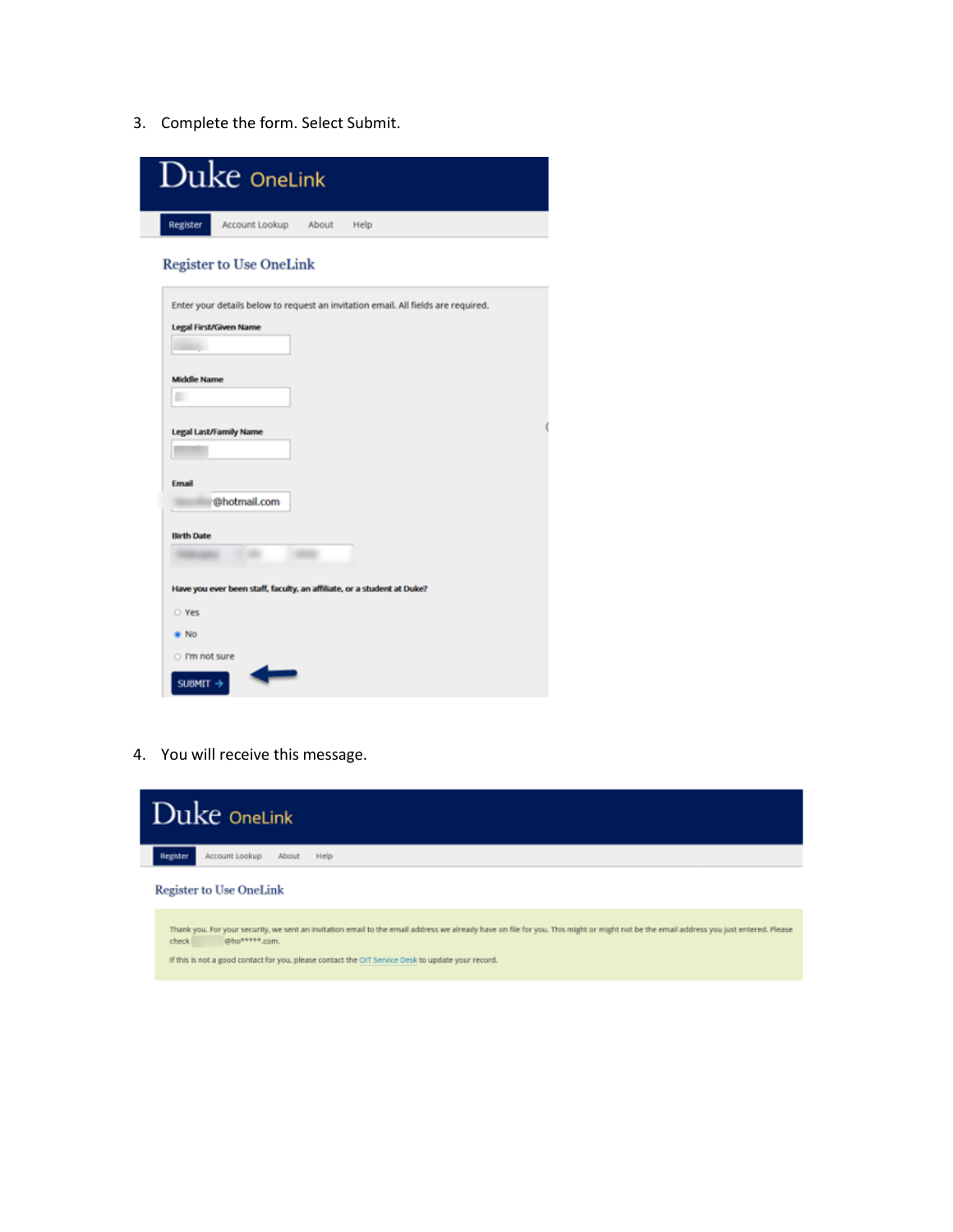3. Complete the form. Select Submit.

Duke OneLink

Register | Account Lookup | About | Help

Register to Use OneLink

Enter your details below to request an invitation email. All fields are required.

Legal First/Given Name

Middle Name

Legal Last/Family Name

Email

@hotmail.com

Birth Date

Have you ever been staff, faculty, an affiliate, or a student at Duke?

- Yes
- No
- I'm not sure

SUBMIT →

4. You will receive this message.

Duke OneLink

Register | Account Lookup | About | Help

Register to Use OneLink

Thank you. For your security, we sent an invitation email to the email address we already have on file for you. This might or might not be the email address you just entered. Please check @ho*****.com.

If this is not a good contact for you, please contact the OIT Service Desk to update your record.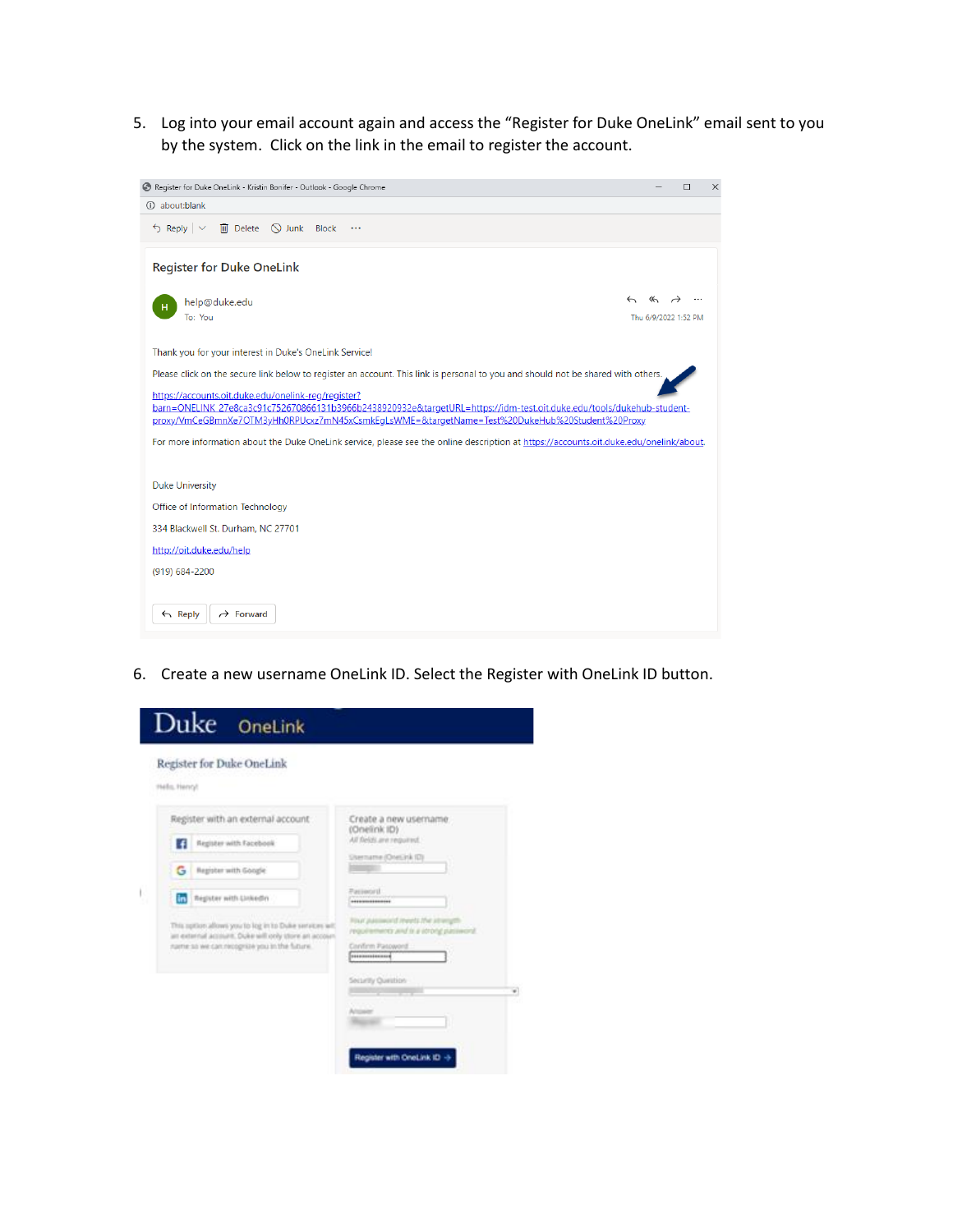5. Log into your email account again and access the “Register for Duke OneLink” email sent to you by the system. Click on the link in the email to register the account.

6. Create a new username OneLink ID. Select the Register with OneLink ID button.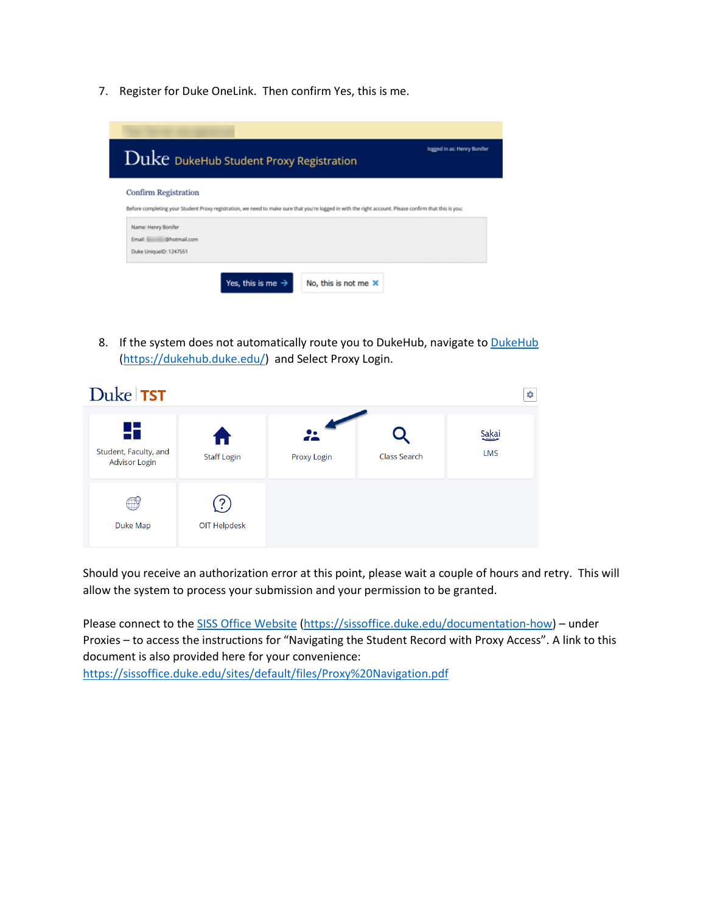7. Register for Duke OneLink. Then confirm Yes, this is me.

8. If the system does not automatically route you to DukeHub, navigate to [DukeHub](https://dukehub.duke.edu/) ([https://dukehub.duke.edu/](https://dukehub.duke.edu/)) and Select Proxy Login.

Should you receive an authorization error at this point, please wait a couple of hours and retry. This will allow the system to process your submission and your permission to be granted.

Please connect to the [SISS Office Website](https://sissoffice.duke.edu/documentation-how) ([https://sissoffice.duke.edu/documentation-how](https://sissoffice.duke.edu/documentation-how)) – under Proxies – to access the instructions for "Navigating the Student Record with Proxy Access". A link to this document is also provided here for your convenience: [https://sissoffice.duke.edu/sites/default/files/Proxy%20Navigation.pdf](https://sissoffice.duke.edu/sites/default/files/Proxy%20Navigation.pdf)